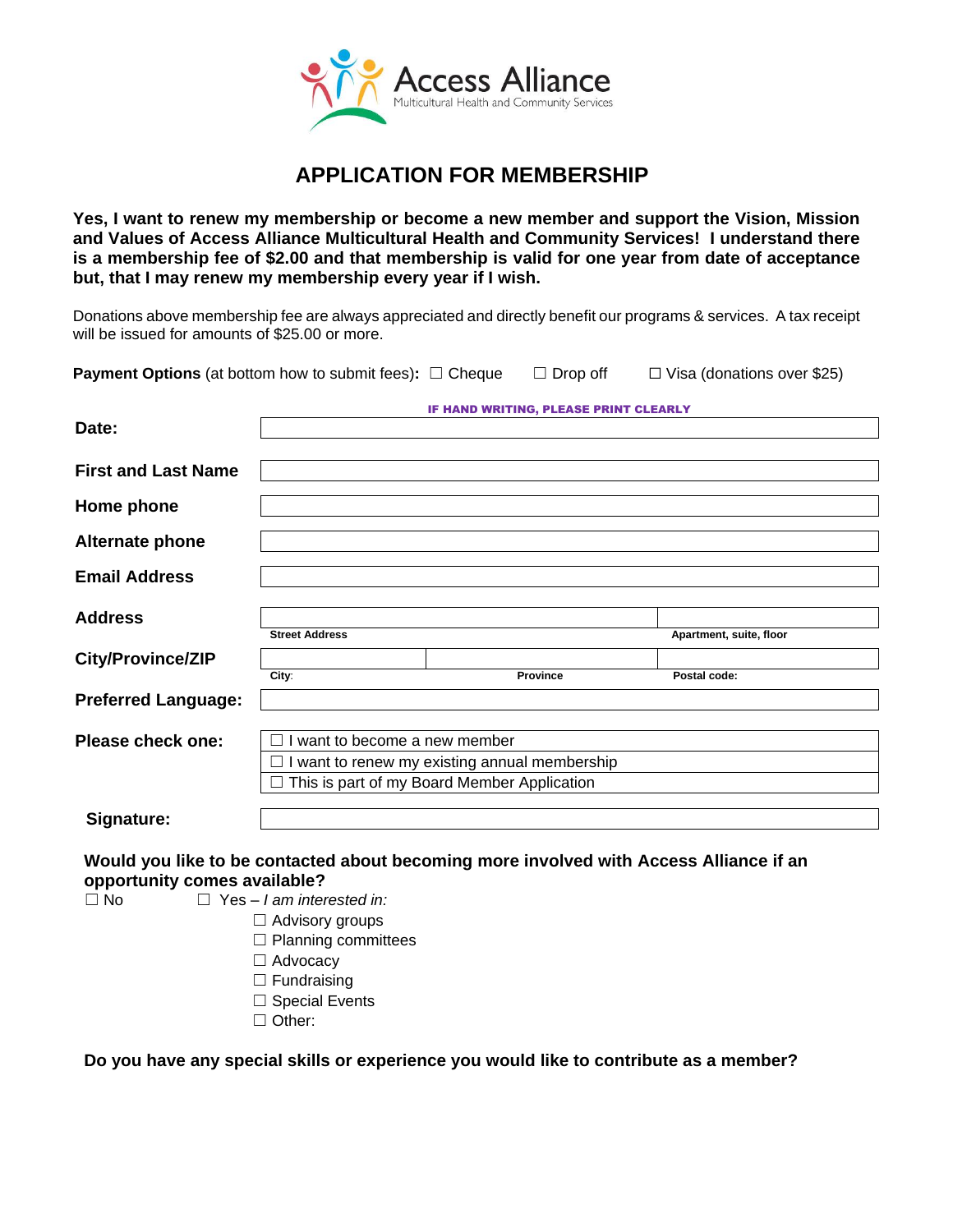Access Alliance
Multicultural Health and Community Services

# APPLICATION FOR MEMBERSHIP

**Yes, I want to renew my membership or become a new member and support the Vision, Mission and Values of Access Alliance Multicultural Health and Community Services! I understand there is a membership fee of $2.00 and that membership is valid for one year from date of acceptance but, that I may renew my membership every year if I wish.**

Donations above membership fee are always appreciated and directly benefit our programs & services. A tax receipt will be issued for amounts of $25.00 or more.

**Payment Options** (at bottom how to submit fees)**:** ☐ Cheque ☐ Drop off ☐ Visa (donations over $25)

IF HAND WRITING, PLEASE PRINT CLEARLY

| | | | |
|---|---|---|---|
| **Date:** | | | |
| **First and Last Name** | | | |
| **Home phone** | | | |
| **Alternate phone** | | | |
| **Email Address** | | | |
| **Address** | Street Address | | Apartment, suite, floor |
| **City/Province/ZIP** | City: | Province | Postal code: |
| **Preferred Language:** | | | |

**Please check one:**

☐ I want to become a new member
☐ I want to renew my existing annual membership
☐ This is part of my Board Member Application

**Signature:**

**Would you like to be contacted about becoming more involved with Access Alliance if an opportunity comes available?**

☐ No ☐ Yes – *I am interested in:*

- ☐ Advisory groups
- ☐ Planning committees
- ☐ Advocacy
- ☐ Fundraising
- ☐ Special Events
- ☐ Other:

**Do you have any special skills or experience you would like to contribute as a member?**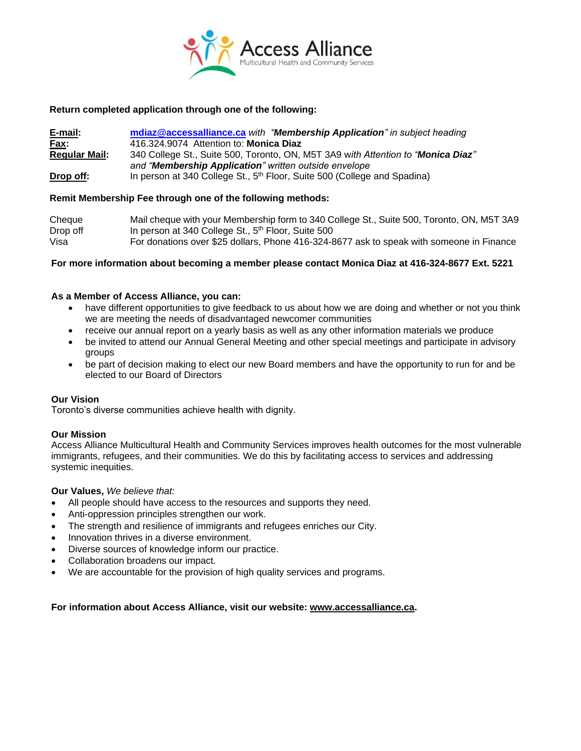Access Alliance
Multicultural Health and Community Services

**Return completed application through one of the following:**

| | |
|---|---|
| **E-mail:** | **mdiaz@accessalliance.ca** *with "**Membership Application**" in subject heading* |
| **Fax:** | 416.324.9074 Attention to: **Monica Diaz** |
| **Regular Mail:** | 340 College St., Suite 500, Toronto, ON, M5T 3A9 *with Attention to "**Monica Diaz**" and "**Membership Application**" written outside envelope* |
| **Drop off:** | In person at 340 College St., 5th Floor, Suite 500 (College and Spadina) |

**Remit Membership Fee through one of the following methods:**

| | |
|---|---|
| Cheque | Mail cheque with your Membership form to 340 College St., Suite 500, Toronto, ON, M5T 3A9 |
| Drop off | In person at 340 College St., 5th Floor, Suite 500 |
| Visa | For donations over $25 dollars, Phone 416-324-8677 ask to speak with someone in Finance |

**For more information about becoming a member please contact Monica Diaz at 416-324-8677 Ext. 5221**

**As a Member of Access Alliance, you can:**

- have different opportunities to give feedback to us about how we are doing and whether or not you think we are meeting the needs of disadvantaged newcomer communities
- receive our annual report on a yearly basis as well as any other information materials we produce
- be invited to attend our Annual General Meeting and other special meetings and participate in advisory groups
- be part of decision making to elect our new Board members and have the opportunity to run for and be elected to our Board of Directors

**Our Vision**

Toronto's diverse communities achieve health with dignity.

**Our Mission**

Access Alliance Multicultural Health and Community Services improves health outcomes for the most vulnerable immigrants, refugees, and their communities. We do this by facilitating access to services and addressing systemic inequities.

**Our Values,** *We believe that:*

- All people should have access to the resources and supports they need.
- Anti-oppression principles strengthen our work.
- The strength and resilience of immigrants and refugees enriches our City.
- Innovation thrives in a diverse environment.
- Diverse sources of knowledge inform our practice.
- Collaboration broadens our impact.
- We are accountable for the provision of high quality services and programs.

**For information about Access Alliance, visit our website: www.accessalliance.ca.**